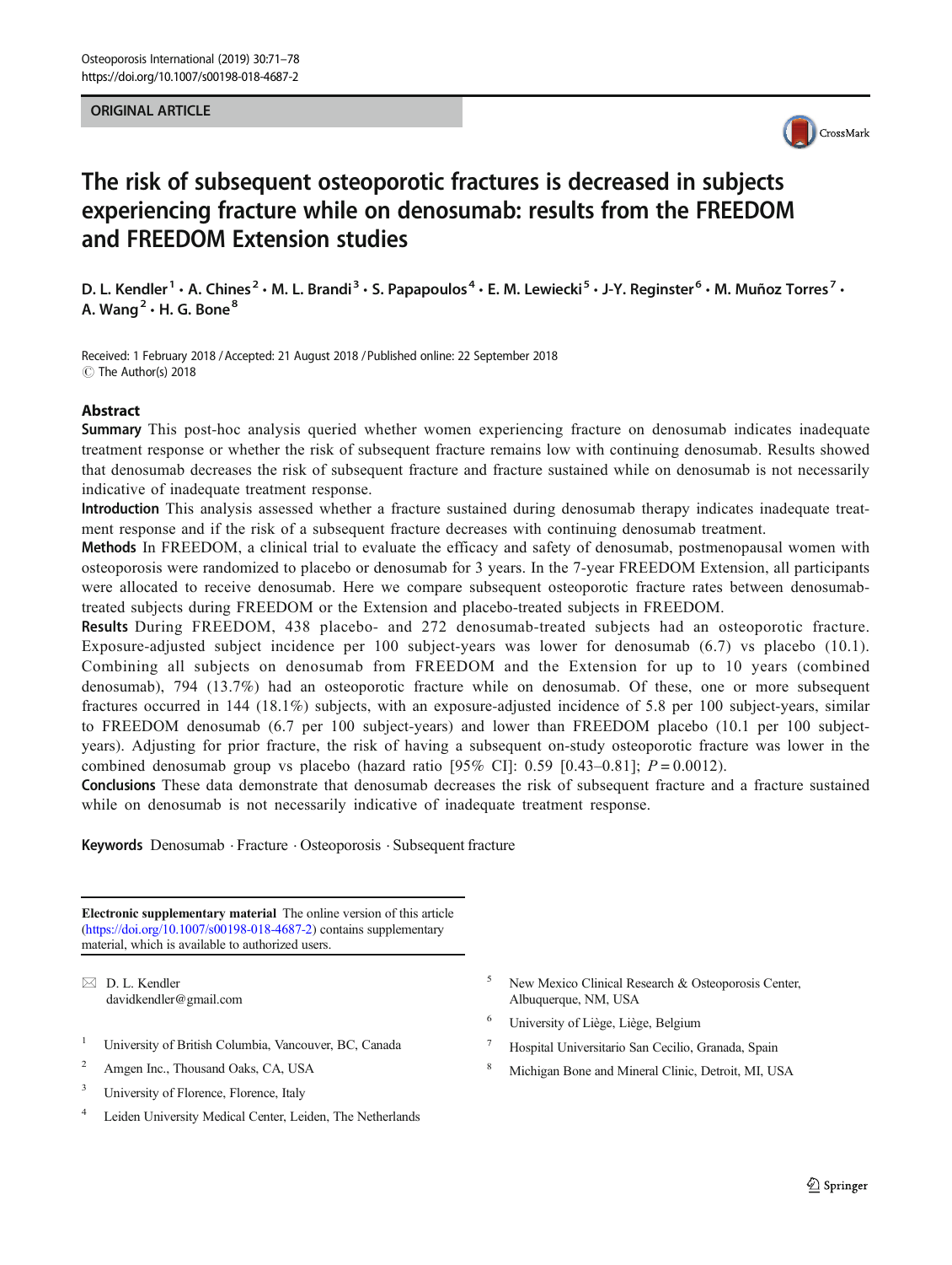ORIGINAL ARTICLE

# The risk of subsequent osteoporotic fractures is decreased in subjects experiencing fracture while on denosumab: results from the FREEDOM and FREEDOM Extension studies

D. L. Kendler[1] · A. Chines[2] · M. L. Brandi[3] · S. Papapoulos[4] · E. M. Lewiecki[5] · J-Y. Reginster[6] · M. Muñoz Torres[7] · A. Wang[2] · H. G. Bone[8]

Received: 1 February 2018 / Accepted: 21 August 2018 / Published online: 22 September 2018
© The Author(s) 2018

## Abstract

**Summary** This post-hoc analysis queried whether women experiencing fracture on denosumab indicates inadequate treatment response or whether the risk of subsequent fracture remains low with continuing denosumab. Results showed that denosumab decreases the risk of subsequent fracture and fracture sustained while on denosumab is not necessarily indicative of inadequate treatment response.

**Introduction** This analysis assessed whether a fracture sustained during denosumab therapy indicates inadequate treatment response and if the risk of a subsequent fracture decreases with continuing denosumab treatment.

**Methods** In FREEDOM, a clinical trial to evaluate the efficacy and safety of denosumab, postmenopausal women with osteoporosis were randomized to placebo or denosumab for 3 years. In the 7-year FREEDOM Extension, all participants were allocated to receive denosumab. Here we compare subsequent osteoporotic fracture rates between denosumab-treated subjects during FREEDOM or the Extension and placebo-treated subjects in FREEDOM.

**Results** During FREEDOM, 438 placebo- and 272 denosumab-treated subjects had an osteoporotic fracture. Exposure-adjusted subject incidence per 100 subject-years was lower for denosumab (6.7) vs placebo (10.1). Combining all subjects on denosumab from FREEDOM and the Extension for up to 10 years (combined denosumab), 794 (13.7%) had an osteoporotic fracture while on denosumab. Of these, one or more subsequent fractures occurred in 144 (18.1%) subjects, with an exposure-adjusted incidence of 5.8 per 100 subject-years, similar to FREEDOM denosumab (6.7 per 100 subject-years) and lower than FREEDOM placebo (10.1 per 100 subject-years). Adjusting for prior fracture, the risk of having a subsequent on-study osteoporotic fracture was lower in the combined denosumab group vs placebo (hazard ratio [95% CI]: 0.59 [0.43–0.81]; $P = 0.0012$).

**Conclusions** These data demonstrate that denosumab decreases the risk of subsequent fracture and a fracture sustained while on denosumab is not necessarily indicative of inadequate treatment response.

**Keywords** Denosumab · Fracture · Osteoporosis · Subsequent fracture

**Electronic supplementary material** The online version of this article (https://doi.org/10.1007/s00198-018-4687-2) contains supplementary material, which is available to authorized users.

✉ D. L. Kendler
davidkendler@gmail.com

1 University of British Columbia, Vancouver, BC, Canada
2 Amgen Inc., Thousand Oaks, CA, USA
3 University of Florence, Florence, Italy
4 Leiden University Medical Center, Leiden, The Netherlands
5 New Mexico Clinical Research & Osteoporosis Center, Albuquerque, NM, USA
6 University of Liège, Liège, Belgium
7 Hospital Universitario San Cecilio, Granada, Spain
8 Michigan Bone and Mineral Clinic, Detroit, MI, USA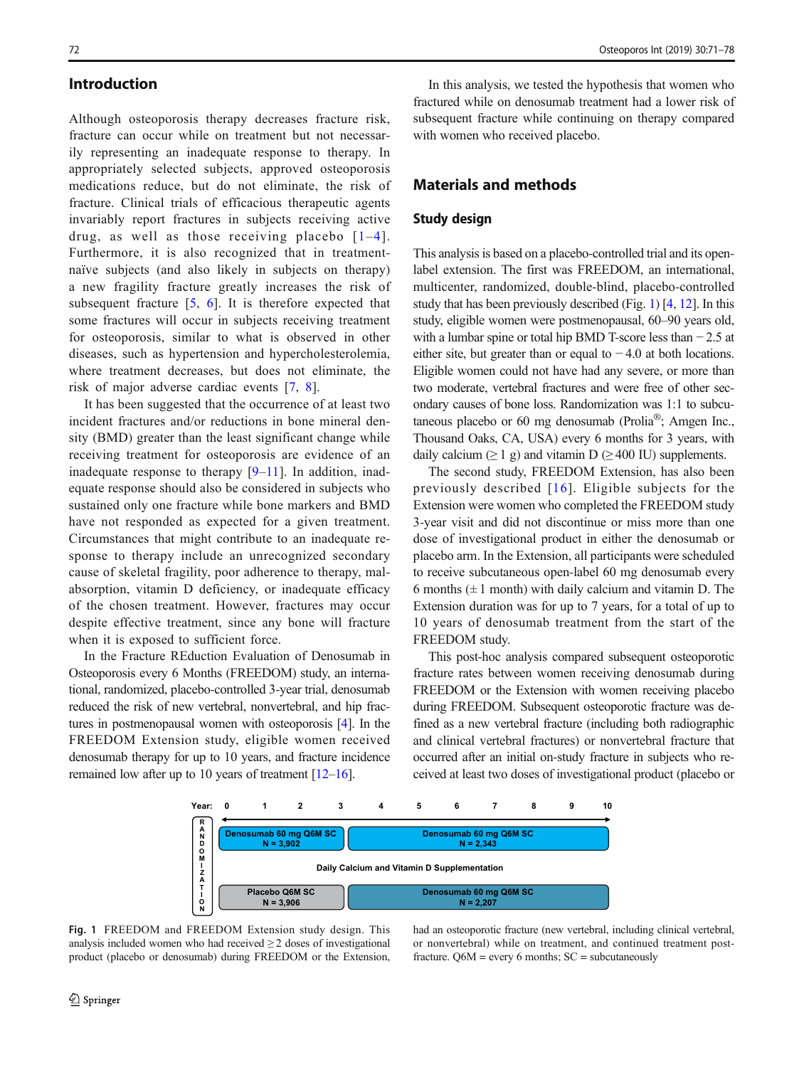## Introduction

Although osteoporosis therapy decreases fracture risk, fracture can occur while on treatment but not necessarily representing an inadequate response to therapy. In appropriately selected subjects, approved osteoporosis medications reduce, but do not eliminate, the risk of fracture. Clinical trials of efficacious therapeutic agents invariably report fractures in subjects receiving active drug, as well as those receiving placebo [1–4]. Furthermore, it is also recognized that in treatment-naïve subjects (and also likely in subjects on therapy) a new fragility fracture greatly increases the risk of subsequent fracture [5, 6]. It is therefore expected that some fractures will occur in subjects receiving treatment for osteoporosis, similar to what is observed in other diseases, such as hypertension and hypercholesterolemia, where treatment decreases, but does not eliminate, the risk of major adverse cardiac events [7, 8].

It has been suggested that the occurrence of at least two incident fractures and/or reductions in bone mineral density (BMD) greater than the least significant change while receiving treatment for osteoporosis are evidence of an inadequate response to therapy [9–11]. In addition, inadequate response should also be considered in subjects who sustained only one fracture while bone markers and BMD have not responded as expected for a given treatment. Circumstances that might contribute to an inadequate response to therapy include an unrecognized secondary cause of skeletal fragility, poor adherence to therapy, malabsorption, vitamin D deficiency, or inadequate efficacy of the chosen treatment. However, fractures may occur despite effective treatment, since any bone will fracture when it is exposed to sufficient force.

In the Fracture REduction Evaluation of Denosumab in Osteoporosis every 6 Months (FREEDOM) study, an international, randomized, placebo-controlled 3-year trial, denosumab reduced the risk of new vertebral, nonvertebral, and hip fractures in postmenopausal women with osteoporosis [4]. In the FREEDOM Extension study, eligible women received denosumab therapy for up to 10 years, and fracture incidence remained low after up to 10 years of treatment [12–16].

In this analysis, we tested the hypothesis that women who fractured while on denosumab treatment had a lower risk of subsequent fracture while continuing on therapy compared with women who received placebo.

## Materials and methods

### Study design

This analysis is based on a placebo-controlled trial and its open-label extension. The first was FREEDOM, an international, multicenter, randomized, double-blind, placebo-controlled study that has been previously described (Fig. 1) [4, 12]. In this study, eligible women were postmenopausal, 60–90 years old, with a lumbar spine or total hip BMD T-score less than −2.5 at either site, but greater than or equal to −4.0 at both locations. Eligible women could not have had any severe, or more than two moderate, vertebral fractures and were free of other secondary causes of bone loss. Randomization was 1:1 to subcutaneous placebo or 60 mg denosumab (Prolia®; Amgen Inc., Thousand Oaks, CA, USA) every 6 months for 3 years, with daily calcium (≥ 1 g) and vitamin D (≥ 400 IU) supplements.

The second study, FREEDOM Extension, has also been previously described [16]. Eligible subjects for the Extension were women who completed the FREEDOM study 3-year visit and did not discontinue or miss more than one dose of investigational product in either the denosumab or placebo arm. In the Extension, all participants were scheduled to receive subcutaneous open-label 60 mg denosumab every 6 months (± 1 month) with daily calcium and vitamin D. The Extension duration was for up to 7 years, for a total of up to 10 years of denosumab treatment from the start of the FREEDOM study.

This post-hoc analysis compared subsequent osteoporotic fracture rates between women receiving denosumab during FREEDOM or the Extension with women receiving placebo during FREEDOM. Subsequent osteoporotic fracture was defined as a new vertebral fracture (including both radiographic and clinical vertebral fractures) or nonvertebral fracture that occurred after an initial on-study fracture in subjects who received at least two doses of investigational product (placebo or

**Fig. 1** FREEDOM and FREEDOM Extension study design. This analysis included women who had received ≥ 2 doses of investigational product (placebo or denosumab) during FREEDOM or the Extension, had an osteoporotic fracture (new vertebral, including clinical vertebral, or nonvertebral) while on treatment, and continued treatment post-fracture. Q6M = every 6 months; SC = subcutaneously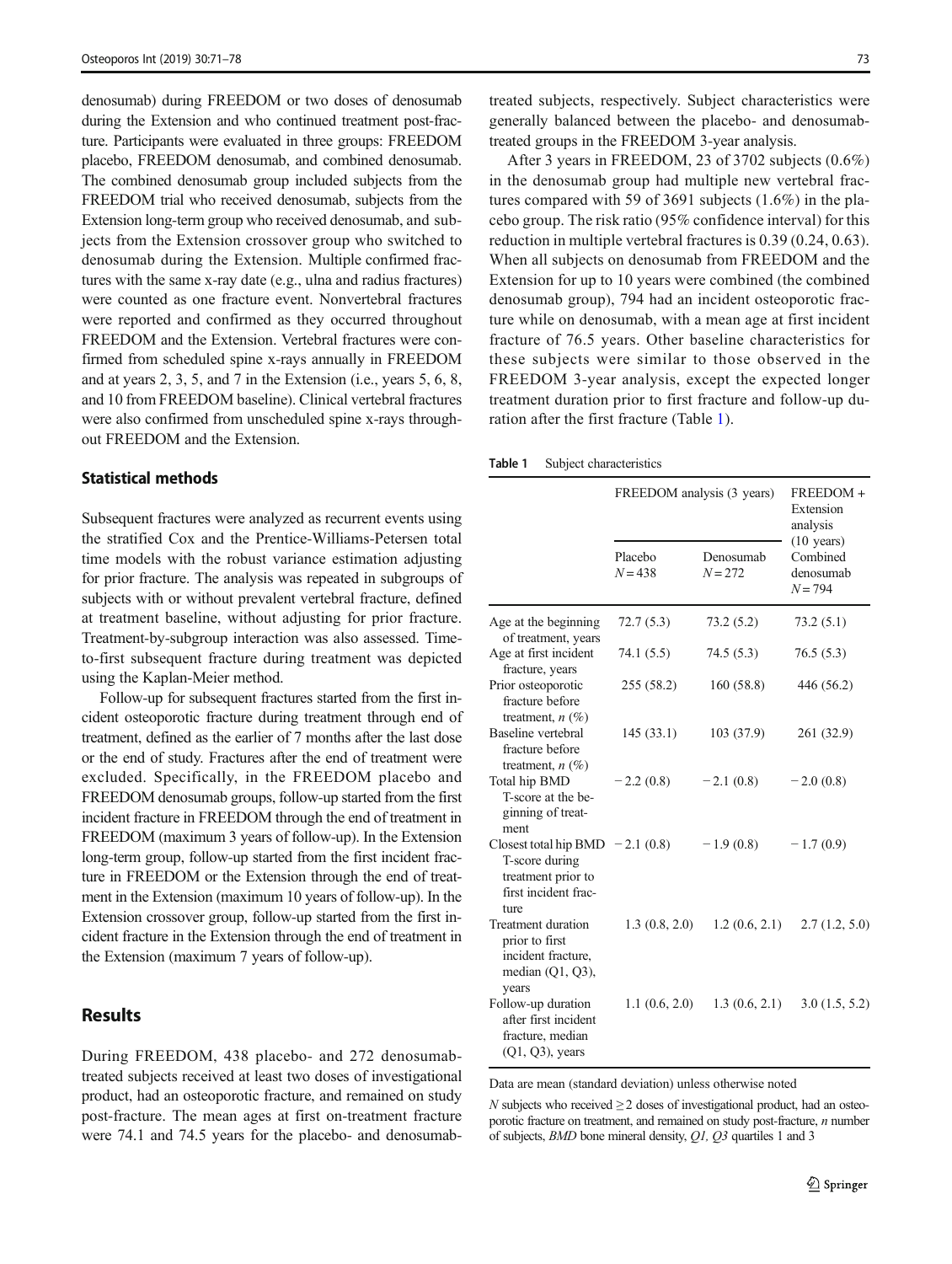denosumab) during FREEDOM or two doses of denosumab during the Extension and who continued treatment post-fracture. Participants were evaluated in three groups: FREEDOM placebo, FREEDOM denosumab, and combined denosumab. The combined denosumab group included subjects from the FREEDOM trial who received denosumab, subjects from the Extension long-term group who received denosumab, and subjects from the Extension crossover group who switched to denosumab during the Extension. Multiple confirmed fractures with the same x-ray date (e.g., ulna and radius fractures) were counted as one fracture event. Nonvertebral fractures were reported and confirmed as they occurred throughout FREEDOM and the Extension. Vertebral fractures were confirmed from scheduled spine x-rays annually in FREEDOM and at years 2, 3, 5, and 7 in the Extension (i.e., years 5, 6, 8, and 10 from FREEDOM baseline). Clinical vertebral fractures were also confirmed from unscheduled spine x-rays throughout FREEDOM and the Extension.

### Statistical methods

Subsequent fractures were analyzed as recurrent events using the stratified Cox and the Prentice-Williams-Petersen total time models with the robust variance estimation adjusting for prior fracture. The analysis was repeated in subgroups of subjects with or without prevalent vertebral fracture, defined at treatment baseline, without adjusting for prior fracture. Treatment-by-subgroup interaction was also assessed. Time-to-first subsequent fracture during treatment was depicted using the Kaplan-Meier method.

Follow-up for subsequent fractures started from the first incident osteoporotic fracture during treatment through end of treatment, defined as the earlier of 7 months after the last dose or the end of study. Fractures after the end of treatment were excluded. Specifically, in the FREEDOM placebo and FREEDOM denosumab groups, follow-up started from the first incident fracture in FREEDOM through the end of treatment in FREEDOM (maximum 3 years of follow-up). In the Extension long-term group, follow-up started from the first incident fracture in FREEDOM or the Extension through the end of treatment in the Extension (maximum 10 years of follow-up). In the Extension crossover group, follow-up started from the first incident fracture in the Extension through the end of treatment in the Extension (maximum 7 years of follow-up).

## Results

During FREEDOM, 438 placebo- and 272 denosumab-treated subjects received at least two doses of investigational product, had an osteoporotic fracture, and remained on study post-fracture. The mean ages at first on-treatment fracture were 74.1 and 74.5 years for the placebo- and denosumab-treated subjects, respectively. Subject characteristics were generally balanced between the placebo- and denosumab-treated groups in the FREEDOM 3-year analysis.

After 3 years in FREEDOM, 23 of 3702 subjects (0.6%) in the denosumab group had multiple new vertebral fractures compared with 59 of 3691 subjects (1.6%) in the placebo group. The risk ratio (95% confidence interval) for this reduction in multiple vertebral fractures is 0.39 (0.24, 0.63). When all subjects on denosumab from FREEDOM and the Extension for up to 10 years were combined (the combined denosumab group), 794 had an incident osteoporotic fracture while on denosumab, with a mean age at first incident fracture of 76.5 years. Other baseline characteristics for these subjects were similar to those observed in the FREEDOM 3-year analysis, except the expected longer treatment duration prior to first fracture and follow-up duration after the first fracture (Table 1).

**Table 1** Subject characteristics

| | FREEDOM analysis (3 years) | | FREEDOM + Extension analysis (10 years) |
|---|---|---|---|
| | Placebo $N = 438$ | Denosumab $N = 272$ | Combined denosumab $N = 794$ |
| Age at the beginning of treatment, years | 72.7 (5.3) | 73.2 (5.2) | 73.2 (5.1) |
| Age at first incident fracture, years | 74.1 (5.5) | 74.5 (5.3) | 76.5 (5.3) |
| Prior osteoporotic fracture before treatment, *n* (%) | 255 (58.2) | 160 (58.8) | 446 (56.2) |
| Baseline vertebral fracture before treatment, *n* (%) | 145 (33.1) | 103 (37.9) | 261 (32.9) |
| Total hip BMD T-score at the beginning of treatment | −2.2 (0.8) | −2.1 (0.8) | −2.0 (0.8) |
| Closest total hip BMD T-score during treatment prior to first incident fracture | −2.1 (0.8) | −1.9 (0.8) | −1.7 (0.9) |
| Treatment duration prior to first incident fracture, median (Q1, Q3), years | 1.3 (0.8, 2.0) | 1.2 (0.6, 2.1) | 2.7 (1.2, 5.0) |
| Follow-up duration after first incident fracture, median (Q1, Q3), years | 1.1 (0.6, 2.0) | 1.3 (0.6, 2.1) | 3.0 (1.5, 5.2) |

Data are mean (standard deviation) unless otherwise noted

*N* subjects who received ≥2 doses of investigational product, had an osteoporotic fracture on treatment, and remained on study post-fracture, *n* number of subjects, *BMD* bone mineral density, *Q1, Q3* quartiles 1 and 3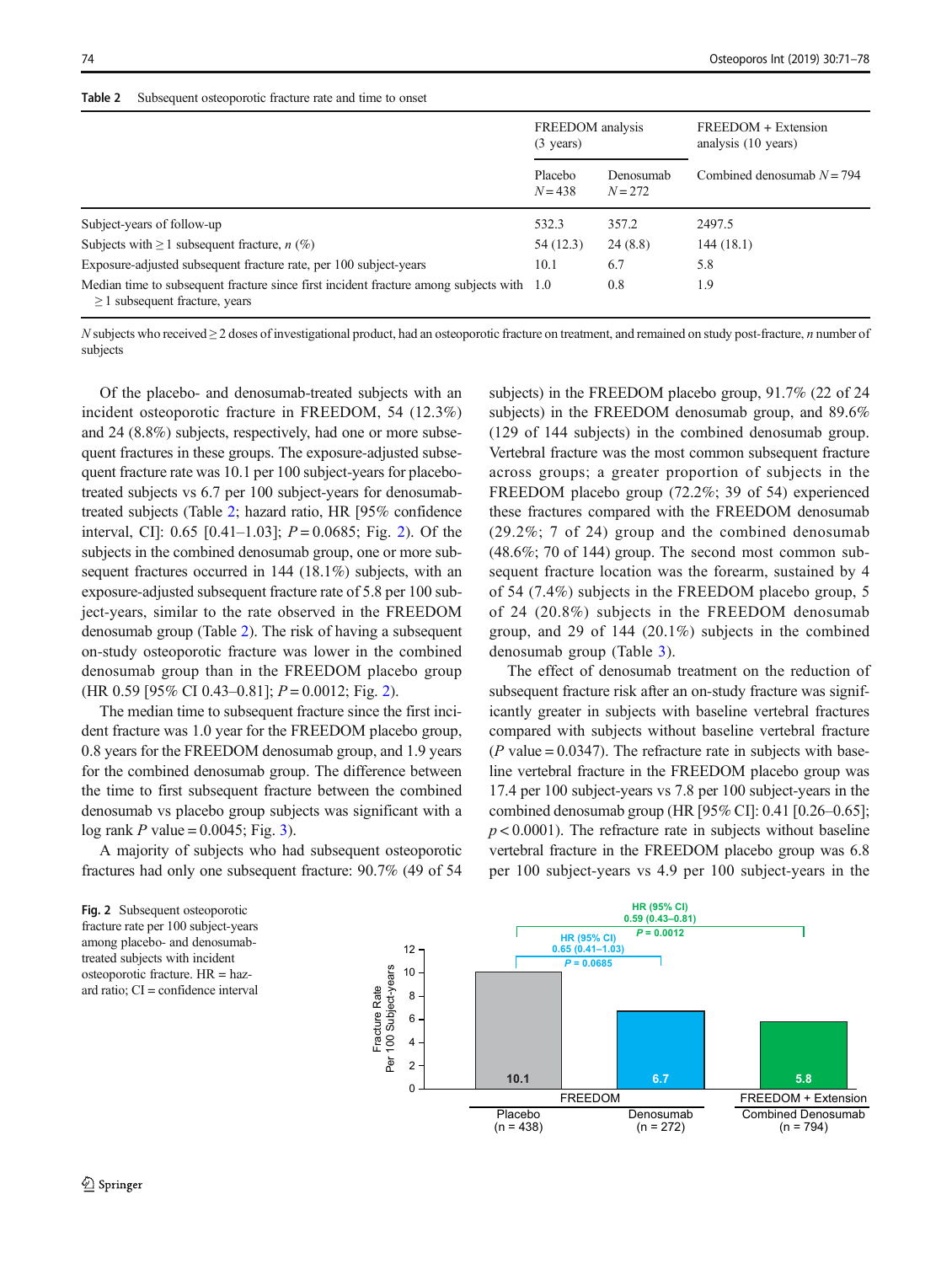**Table 2** Subsequent osteoporotic fracture rate and time to onset

| | FREEDOM analysis (3 years) | | FREEDOM + Extension analysis (10 years) |
|---|---|---|---|
| | Placebo $N = 438$ | Denosumab $N = 272$ | Combined denosumab $N = 794$ |
| Subject-years of follow-up | 532.3 | 357.2 | 2497.5 |
| Subjects with ≥ 1 subsequent fracture, *n* (%) | 54 (12.3) | 24 (8.8) | 144 (18.1) |
| Exposure-adjusted subsequent fracture rate, per 100 subject-years | 10.1 | 6.7 | 5.8 |
| Median time to subsequent fracture since first incident fracture among subjects with ≥ 1 subsequent fracture, years | 1.0 | 0.8 | 1.9 |

*N* subjects who received ≥ 2 doses of investigational product, had an osteoporotic fracture on treatment, and remained on study post-fracture, *n* number of subjects

Of the placebo- and denosumab-treated subjects with an incident osteoporotic fracture in FREEDOM, 54 (12.3%) and 24 (8.8%) subjects, respectively, had one or more subsequent fractures in these groups. The exposure-adjusted subsequent fracture rate was 10.1 per 100 subject-years for placebo-treated subjects vs 6.7 per 100 subject-years for denosumab-treated subjects (Table 2; hazard ratio, HR [95% confidence interval, CI]: 0.65 [0.41–1.03]; $P = 0.0685$; Fig. 2). Of the subjects in the combined denosumab group, one or more subsequent fractures occurred in 144 (18.1%) subjects, with an exposure-adjusted subsequent fracture rate of 5.8 per 100 subject-years, similar to the rate observed in the FREEDOM denosumab group (Table 2). The risk of having a subsequent on-study osteoporotic fracture was lower in the combined denosumab group than in the FREEDOM placebo group (HR 0.59 [95% CI 0.43–0.81]; $P = 0.0012$; Fig. 2).

The median time to subsequent fracture since the first incident fracture was 1.0 year for the FREEDOM placebo group, 0.8 years for the FREEDOM denosumab group, and 1.9 years for the combined denosumab group. The difference between the time to first subsequent fracture between the combined denosumab vs placebo group subjects was significant with a log rank $P$ value = 0.0045; Fig. 3).

A majority of subjects who had subsequent osteoporotic fractures had only one subsequent fracture: 90.7% (49 of 54 subjects) in the FREEDOM placebo group, 91.7% (22 of 24 subjects) in the FREEDOM denosumab group, and 89.6% (129 of 144 subjects) in the combined denosumab group. Vertebral fracture was the most common subsequent fracture across groups; a greater proportion of subjects in the FREEDOM placebo group (72.2%; 39 of 54) experienced these fractures compared with the FREEDOM denosumab (29.2%; 7 of 24) group and the combined denosumab (48.6%; 70 of 144) group. The second most common subsequent fracture location was the forearm, sustained by 4 of 54 (7.4%) subjects in the FREEDOM placebo group, 5 of 24 (20.8%) subjects in the FREEDOM denosumab group, and 29 of 144 (20.1%) subjects in the combined denosumab group (Table 3).

The effect of denosumab treatment on the reduction of subsequent fracture risk after an on-study fracture was significantly greater in subjects with baseline vertebral fractures compared with subjects without baseline vertebral fracture ($P$ value = 0.0347). The refracture rate in subjects with baseline vertebral fracture in the FREEDOM placebo group was 17.4 per 100 subject-years vs 7.8 per 100 subject-years in the combined denosumab group (HR [95% CI]: 0.41 [0.26–0.65]; $p < 0.0001$). The refracture rate in subjects without baseline vertebral fracture in the FREEDOM placebo group was 6.8 per 100 subject-years vs 4.9 per 100 subject-years in the

**Fig. 2** Subsequent osteoporotic fracture rate per 100 subject-years among placebo- and denosumab-treated subjects with incident osteoporotic fracture. HR = hazard ratio; CI = confidence interval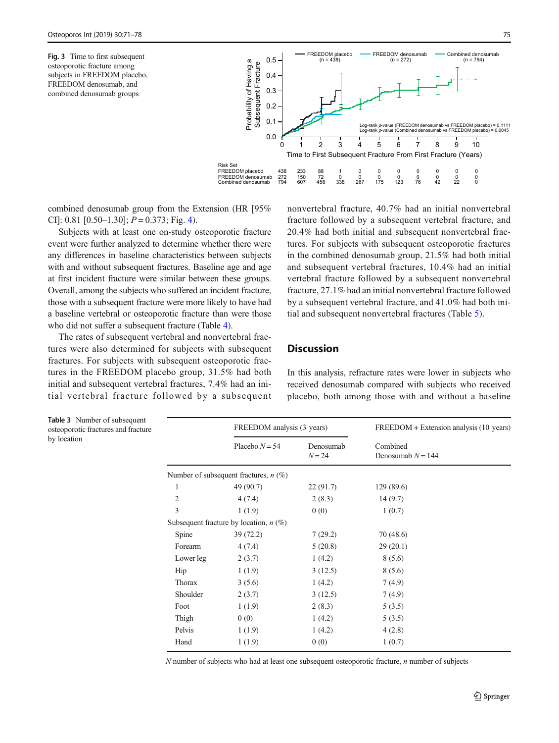Fig. 3 Time to first subsequent osteoporotic fracture among subjects in FREEDOM placebo, FREEDOM denosumab, and combined denosumab groups

combined denosumab group from the Extension (HR [95% CI]: 0.81 [0.50–1.30]; $P = 0.373$; Fig. 4).

Subjects with at least one on-study osteoporotic fracture event were further analyzed to determine whether there were any differences in baseline characteristics between subjects with and without subsequent fractures. Baseline age and age at first incident fracture were similar between these groups. Overall, among the subjects who suffered an incident fracture, those with a subsequent fracture were more likely to have had a baseline vertebral or osteoporotic fracture than were those who did not suffer a subsequent fracture (Table 4).

The rates of subsequent vertebral and nonvertebral fractures were also determined for subjects with subsequent fractures. For subjects with subsequent osteoporotic fractures in the FREEDOM placebo group, 31.5% had both initial and subsequent vertebral fractures, 7.4% had an initial vertebral fracture followed by a subsequent nonvertebral fracture, 40.7% had an initial nonvertebral fracture followed by a subsequent vertebral fracture, and 20.4% had both initial and subsequent nonvertebral fractures. For subjects with subsequent osteoporotic fractures in the combined denosumab group, 21.5% had both initial and subsequent vertebral fractures, 10.4% had an initial vertebral fracture followed by a subsequent nonvertebral fracture, 27.1% had an initial nonvertebral fracture followed by a subsequent vertebral fracture, and 41.0% had both initial and subsequent nonvertebral fractures (Table 5).

## Discussion

In this analysis, refracture rates were lower in subjects who received denosumab compared with subjects who received placebo, both among those with and without a baseline

**Table 3** Number of subsequent osteoporotic fractures and fracture by location

| | FREEDOM analysis (3 years) | | FREEDOM + Extension analysis (10 years) |
|---|---|---|---|
| | Placebo $N = 54$ | Denosumab $N = 24$ | Combined Denosumab $N = 144$ |
| Number of subsequent fractures, *n* (%) | | | |
| 1 | 49 (90.7) | 22 (91.7) | 129 (89.6) |
| 2 | 4 (7.4) | 2 (8.3) | 14 (9.7) |
| 3 | 1 (1.9) | 0 (0) | 1 (0.7) |
| Subsequent fracture by location, *n* (%) | | | |
| Spine | 39 (72.2) | 7 (29.2) | 70 (48.6) |
| Forearm | 4 (7.4) | 5 (20.8) | 29 (20.1) |
| Lower leg | 2 (3.7) | 1 (4.2) | 8 (5.6) |
| Hip | 1 (1.9) | 3 (12.5) | 8 (5.6) |
| Thorax | 3 (5.6) | 1 (4.2) | 7 (4.9) |
| Shoulder | 2 (3.7) | 3 (12.5) | 7 (4.9) |
| Foot | 1 (1.9) | 2 (8.3) | 5 (3.5) |
| Thigh | 0 (0) | 1 (4.2) | 5 (3.5) |
| Pelvis | 1 (1.9) | 1 (4.2) | 4 (2.8) |
| Hand | 1 (1.9) | 0 (0) | 1 (0.7) |

*N* number of subjects who had at least one subsequent osteoporotic fracture, *n* number of subjects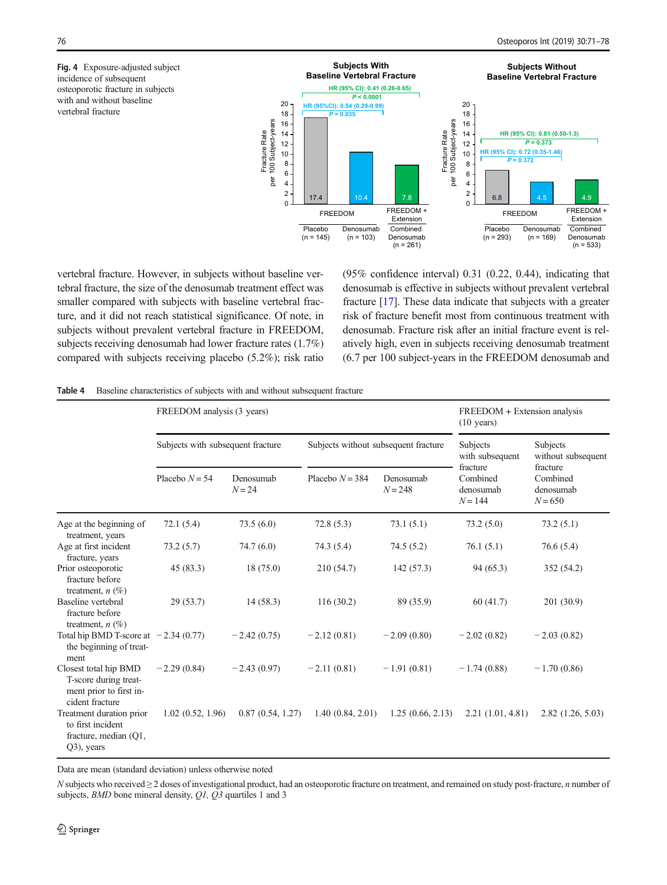**Fig. 4** Exposure-adjusted subject incidence of subsequent osteoporotic fracture in subjects with and without baseline vertebral fracture

vertebral fracture. However, in subjects without baseline vertebral fracture, the size of the denosumab treatment effect was smaller compared with subjects with baseline vertebral fracture, and it did not reach statistical significance. Of note, in subjects without prevalent vertebral fracture in FREEDOM, subjects receiving denosumab had lower fracture rates (1.7%) compared with subjects receiving placebo (5.2%); risk ratio (95% confidence interval) 0.31 (0.22, 0.44), indicating that denosumab is effective in subjects without prevalent vertebral fracture [17]. These data indicate that subjects with a greater risk of fracture benefit most from continuous treatment with denosumab. Fracture risk after an initial fracture event is relatively high, even in subjects receiving denosumab treatment (6.7 per 100 subject-years in the FREEDOM denosumab and

**Table 4** Baseline characteristics of subjects with and without subsequent fracture

| | FREEDOM analysis (3 years) | | | | FREEDOM + Extension analysis (10 years) | |
|---|---|---|---|---|---|---|
| | Subjects with subsequent fracture | | Subjects without subsequent fracture | | Subjects with subsequent fracture | Subjects without subsequent fracture |
| | Placebo $N = 54$ | Denosumab $N = 24$ | Placebo $N = 384$ | Denosumab $N = 248$ | Combined denosumab $N = 144$ | Combined denosumab $N = 650$ |
| Age at the beginning of treatment, years | 72.1 (5.4) | 73.5 (6.0) | 72.8 (5.3) | 73.1 (5.1) | 73.2 (5.0) | 73.2 (5.1) |
| Age at first incident fracture, years | 73.2 (5.7) | 74.7 (6.0) | 74.3 (5.4) | 74.5 (5.2) | 76.1 (5.1) | 76.6 (5.4) |
| Prior osteoporotic fracture before treatment, *n* (%) | 45 (83.3) | 18 (75.0) | 210 (54.7) | 142 (57.3) | 94 (65.3) | 352 (54.2) |
| Baseline vertebral fracture before treatment, *n* (%) | 29 (53.7) | 14 (58.3) | 116 (30.2) | 89 (35.9) | 60 (41.7) | 201 (30.9) |
| Total hip BMD T-score at the beginning of treatment | −2.34 (0.77) | −2.42 (0.75) | −2.12 (0.81) | −2.09 (0.80) | −2.02 (0.82) | −2.03 (0.82) |
| Closest total hip BMD T-score during treatment prior to first incident fracture | −2.29 (0.84) | −2.43 (0.97) | −2.11 (0.81) | −1.91 (0.81) | −1.74 (0.88) | −1.70 (0.86) |
| Treatment duration prior to first incident fracture, median (Q1, Q3), years | 1.02 (0.52, 1.96) | 0.87 (0.54, 1.27) | 1.40 (0.84, 2.01) | 1.25 (0.66, 2.13) | 2.21 (1.01, 4.81) | 2.82 (1.26, 5.03) |

Data are mean (standard deviation) unless otherwise noted

*N* subjects who received ≥ 2 doses of investigational product, had an osteoporotic fracture on treatment, and remained on study post-fracture, *n* number of subjects, *BMD* bone mineral density, *Q1, Q3* quartiles 1 and 3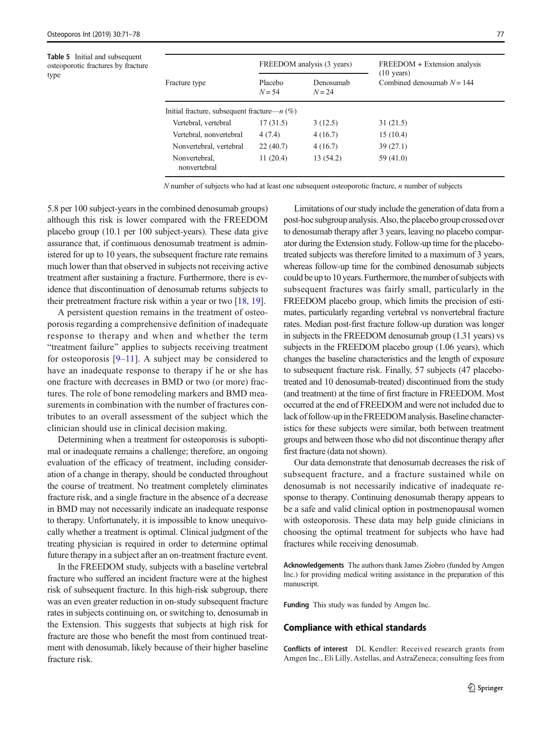**Table 5** Initial and subsequent osteoporotic fractures by fracture type

| Fracture type | FREEDOM analysis (3 years) | | FREEDOM + Extension analysis (10 years) |
|---|---|---|---|
| | Placebo $N = 54$ | Denosumab $N = 24$ | Combined denosumab $N = 144$ |
| Initial fracture, subsequent fracture—*n* (%) | | | |
| Vertebral, vertebral | 17 (31.5) | 3 (12.5) | 31 (21.5) |
| Vertebral, nonvertebral | 4 (7.4) | 4 (16.7) | 15 (10.4) |
| Nonvertebral, vertebral | 22 (40.7) | 4 (16.7) | 39 (27.1) |
| Nonvertebral, nonvertebral | 11 (20.4) | 13 (54.2) | 59 (41.0) |

*N* number of subjects who had at least one subsequent osteoporotic fracture, *n* number of subjects

5.8 per 100 subject-years in the combined denosumab groups) although this risk is lower compared with the FREEDOM placebo group (10.1 per 100 subject-years). These data give assurance that, if continuous denosumab treatment is administered for up to 10 years, the subsequent fracture rate remains much lower than that observed in subjects not receiving active treatment after sustaining a fracture. Furthermore, there is evidence that discontinuation of denosumab returns subjects to their pretreatment fracture risk within a year or two [18, 19].

A persistent question remains in the treatment of osteoporosis regarding a comprehensive definition of inadequate response to therapy and when and whether the term "treatment failure" applies to subjects receiving treatment for osteoporosis [9–11]. A subject may be considered to have an inadequate response to therapy if he or she has one fracture with decreases in BMD or two (or more) fractures. The role of bone remodeling markers and BMD measurements in combination with the number of fractures contributes to an overall assessment of the subject which the clinician should use in clinical decision making.

Determining when a treatment for osteoporosis is suboptimal or inadequate remains a challenge; therefore, an ongoing evaluation of the efficacy of treatment, including consideration of a change in therapy, should be conducted throughout the course of treatment. No treatment completely eliminates fracture risk, and a single fracture in the absence of a decrease in BMD may not necessarily indicate an inadequate response to therapy. Unfortunately, it is impossible to know unequivocally whether a treatment is optimal. Clinical judgment of the treating physician is required in order to determine optimal future therapy in a subject after an on-treatment fracture event.

In the FREEDOM study, subjects with a baseline vertebral fracture who suffered an incident fracture were at the highest risk of subsequent fracture. In this high-risk subgroup, there was an even greater reduction in on-study subsequent fracture rates in subjects continuing on, or switching to, denosumab in the Extension. This suggests that subjects at high risk for fracture are those who benefit the most from continued treatment with denosumab, likely because of their higher baseline fracture risk.

Limitations of our study include the generation of data from a post-hoc subgroup analysis. Also, the placebo group crossed over to denosumab therapy after 3 years, leaving no placebo comparator during the Extension study. Follow-up time for the placebo-treated subjects was therefore limited to a maximum of 3 years, whereas follow-up time for the combined denosumab subjects could be up to 10 years. Furthermore, the number of subjects with subsequent fractures was fairly small, particularly in the FREEDOM placebo group, which limits the precision of estimates, particularly regarding vertebral vs nonvertebral fracture rates. Median post-first fracture follow-up duration was longer in subjects in the FREEDOM denosumab group (1.31 years) vs subjects in the FREEDOM placebo group (1.06 years), which changes the baseline characteristics and the length of exposure to subsequent fracture risk. Finally, 57 subjects (47 placebo-treated and 10 denosumab-treated) discontinued from the study (and treatment) at the time of first fracture in FREEDOM. Most occurred at the end of FREEDOM and were not included due to lack of follow-up in the FREEDOM analysis. Baseline characteristics for these subjects were similar, both between treatment groups and between those who did not discontinue therapy after first fracture (data not shown).

Our data demonstrate that denosumab decreases the risk of subsequent fracture, and a fracture sustained while on denosumab is not necessarily indicative of inadequate response to therapy. Continuing denosumab therapy appears to be a safe and valid clinical option in postmenopausal women with osteoporosis. These data may help guide clinicians in choosing the optimal treatment for subjects who have had fractures while receiving denosumab.

**Acknowledgements** The authors thank James Ziobro (funded by Amgen Inc.) for providing medical writing assistance in the preparation of this manuscript.

**Funding** This study was funded by Amgen Inc.

## Compliance with ethical standards

**Conflicts of interest** DL Kendler: Received research grants from Amgen Inc., Eli Lilly, Astellas, and AstraZeneca; consulting fees from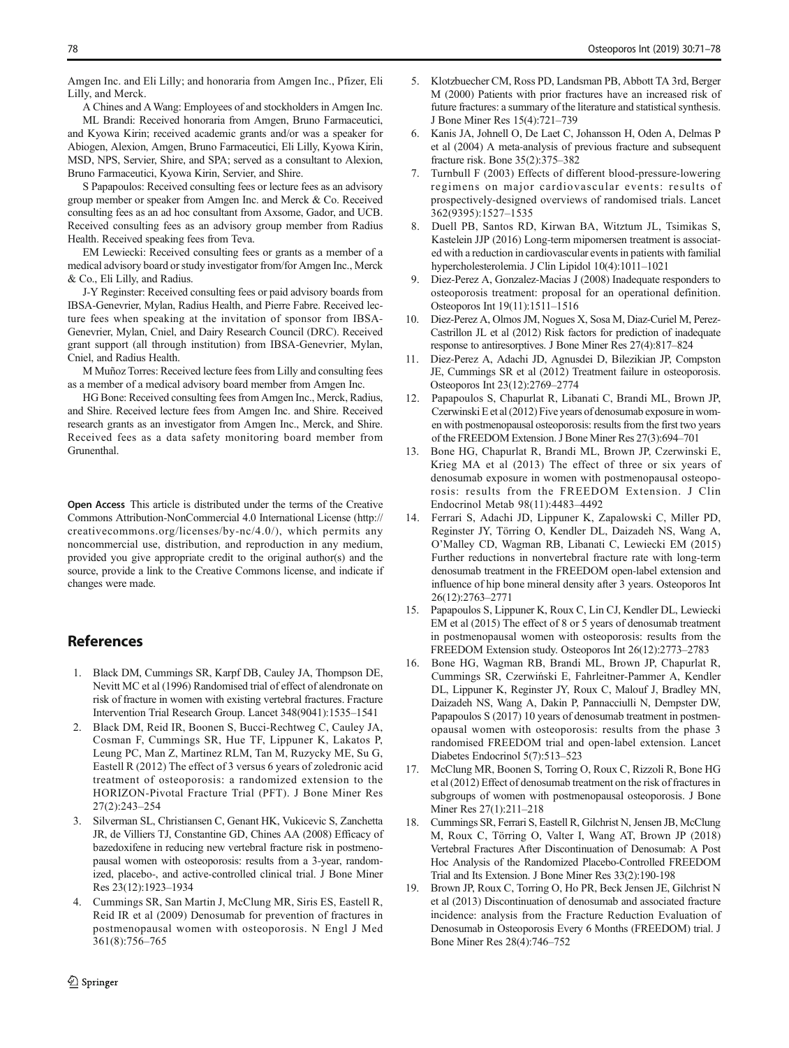Amgen Inc. and Eli Lilly; and honoraria from Amgen Inc., Pfizer, Eli Lilly, and Merck.

A Chines and A Wang: Employees of and stockholders in Amgen Inc.

ML Brandi: Received honoraria from Amgen, Bruno Farmaceutici, and Kyowa Kirin; received academic grants and/or was a speaker for Abiogen, Alexion, Amgen, Bruno Farmaceutici, Eli Lilly, Kyowa Kirin, MSD, NPS, Servier, Shire, and SPA; served as a consultant to Alexion, Bruno Farmaceutici, Kyowa Kirin, Servier, and Shire.

S Papapoulos: Received consulting fees or lecture fees as an advisory group member or speaker from Amgen Inc. and Merck & Co. Received consulting fees as an ad hoc consultant from Axsome, Gador, and UCB. Received consulting fees as an advisory group member from Radius Health. Received speaking fees from Teva.

EM Lewiecki: Received consulting fees or grants as a member of a medical advisory board or study investigator from/for Amgen Inc., Merck & Co., Eli Lilly, and Radius.

J-Y Reginster: Received consulting fees or paid advisory boards from IBSA-Genevrier, Mylan, Radius Health, and Pierre Fabre. Received lecture fees when speaking at the invitation of sponsor from IBSA-Genevrier, Mylan, Cniel, and Dairy Research Council (DRC). Received grant support (all through institution) from IBSA-Genevrier, Mylan, Cniel, and Radius Health.

M Muñoz Torres: Received lecture fees from Lilly and consulting fees as a member of a medical advisory board member from Amgen Inc.

HG Bone: Received consulting fees from Amgen Inc., Merck, Radius, and Shire. Received lecture fees from Amgen Inc. and Shire. Received research grants as an investigator from Amgen Inc., Merck, and Shire. Received fees as a data safety monitoring board member from Grunenthal.

**Open Access** This article is distributed under the terms of the Creative Commons Attribution-NonCommercial 4.0 International License (http://creativecommons.org/licenses/by-nc/4.0/), which permits any noncommercial use, distribution, and reproduction in any medium, provided you give appropriate credit to the original author(s) and the source, provide a link to the Creative Commons license, and indicate if changes were made.

## References

1. Black DM, Cummings SR, Karpf DB, Cauley JA, Thompson DE, Nevitt MC et al (1996) Randomised trial of effect of alendronate on risk of fracture in women with existing vertebral fractures. Fracture Intervention Trial Research Group. Lancet 348(9041):1535–1541
2. Black DM, Reid IR, Boonen S, Bucci-Rechtweg C, Cauley JA, Cosman F, Cummings SR, Hue TF, Lippuner K, Lakatos P, Leung PC, Man Z, Martinez RLM, Tan M, Ruzycky ME, Su G, Eastell R (2012) The effect of 3 versus 6 years of zoledronic acid treatment of osteoporosis: a randomized extension to the HORIZON-Pivotal Fracture Trial (PFT). J Bone Miner Res 27(2):243–254
3. Silverman SL, Christiansen C, Genant HK, Vukicevic S, Zanchetta JR, de Villiers TJ, Constantine GD, Chines AA (2008) Efficacy of bazedoxifene in reducing new vertebral fracture risk in postmenopausal women with osteoporosis: results from a 3-year, randomized, placebo-, and active-controlled clinical trial. J Bone Miner Res 23(12):1923–1934
4. Cummings SR, San Martin J, McClung MR, Siris ES, Eastell R, Reid IR et al (2009) Denosumab for prevention of fractures in postmenopausal women with osteoporosis. N Engl J Med 361(8):756–765
5. Klotzbuecher CM, Ross PD, Landsman PB, Abbott TA 3rd, Berger M (2000) Patients with prior fractures have an increased risk of future fractures: a summary of the literature and statistical synthesis. J Bone Miner Res 15(4):721–739
6. Kanis JA, Johnell O, De Laet C, Johansson H, Oden A, Delmas P et al (2004) A meta-analysis of previous fracture and subsequent fracture risk. Bone 35(2):375–382
7. Turnbull F (2003) Effects of different blood-pressure-lowering regimens on major cardiovascular events: results of prospectively-designed overviews of randomised trials. Lancet 362(9395):1527–1535
8. Duell PB, Santos RD, Kirwan BA, Witztum JL, Tsimikas S, Kastelein JJP (2016) Long-term mipomersen treatment is associated with a reduction in cardiovascular events in patients with familial hypercholesterolemia. J Clin Lipidol 10(4):1011–1021
9. Diez-Perez A, Gonzalez-Macias J (2008) Inadequate responders to osteoporosis treatment: proposal for an operational definition. Osteoporos Int 19(11):1511–1516
10. Diez-Perez A, Olmos JM, Nogues X, Sosa M, Diaz-Curiel M, Perez-Castrillon JL et al (2012) Risk factors for prediction of inadequate response to antiresorptives. J Bone Miner Res 27(4):817–824
11. Diez-Perez A, Adachi JD, Agnusdei D, Bilezikian JP, Compston JE, Cummings SR et al (2012) Treatment failure in osteoporosis. Osteoporos Int 23(12):2769–2774
12. Papapoulos S, Chapurlat R, Libanati C, Brandi ML, Brown JP, Czerwinski E et al (2012) Five years of denosumab exposure in women with postmenopausal osteoporosis: results from the first two years of the FREEDOM Extension. J Bone Miner Res 27(3):694–701
13. Bone HG, Chapurlat R, Brandi ML, Brown JP, Czerwinski E, Krieg MA et al (2013) The effect of three or six years of denosumab exposure in women with postmenopausal osteoporosis: results from the FREEDOM Extension. J Clin Endocrinol Metab 98(11):4483–4492
14. Ferrari S, Adachi JD, Lippuner K, Zapalowski C, Miller PD, Reginster JY, Törring O, Kendler DL, Daizadeh NS, Wang A, O'Malley CD, Wagman RB, Libanati C, Lewiecki EM (2015) Further reductions in nonvertebral fracture rate with long-term denosumab treatment in the FREEDOM open-label extension and influence of hip bone mineral density after 3 years. Osteoporos Int 26(12):2763–2771
15. Papapoulos S, Lippuner K, Roux C, Lin CJ, Kendler DL, Lewiecki EM et al (2015) The effect of 8 or 5 years of denosumab treatment in postmenopausal women with osteoporosis: results from the FREEDOM Extension study. Osteoporos Int 26(12):2773–2783
16. Bone HG, Wagman RB, Brandi ML, Brown JP, Chapurlat R, Cummings SR, Czerwiński E, Fahrleitner-Pammer A, Kendler DL, Lippuner K, Reginster JY, Roux C, Malouf J, Bradley MN, Daizadeh NS, Wang A, Dakin P, Pannacciulli N, Dempster DW, Papapoulos S (2017) 10 years of denosumab treatment in postmenopausal women with osteoporosis: results from the phase 3 randomised FREEDOM trial and open-label extension. Lancet Diabetes Endocrinol 5(7):513–523
17. McClung MR, Boonen S, Torring O, Roux C, Rizzoli R, Bone HG et al (2012) Effect of denosumab treatment on the risk of fractures in subgroups of women with postmenopausal osteoporosis. J Bone Miner Res 27(1):211–218
18. Cummings SR, Ferrari S, Eastell R, Gilchrist N, Jensen JB, McClung M, Roux C, Törring O, Valter I, Wang AT, Brown JP (2018) Vertebral Fractures After Discontinuation of Denosumab: A Post Hoc Analysis of the Randomized Placebo-Controlled FREEDOM Trial and Its Extension. J Bone Miner Res 33(2):190-198
19. Brown JP, Roux C, Torring O, Ho PR, Beck Jensen JE, Gilchrist N et al (2013) Discontinuation of denosumab and associated fracture incidence: analysis from the Fracture Reduction Evaluation of Denosumab in Osteoporosis Every 6 Months (FREEDOM) trial. J Bone Miner Res 28(4):746–752